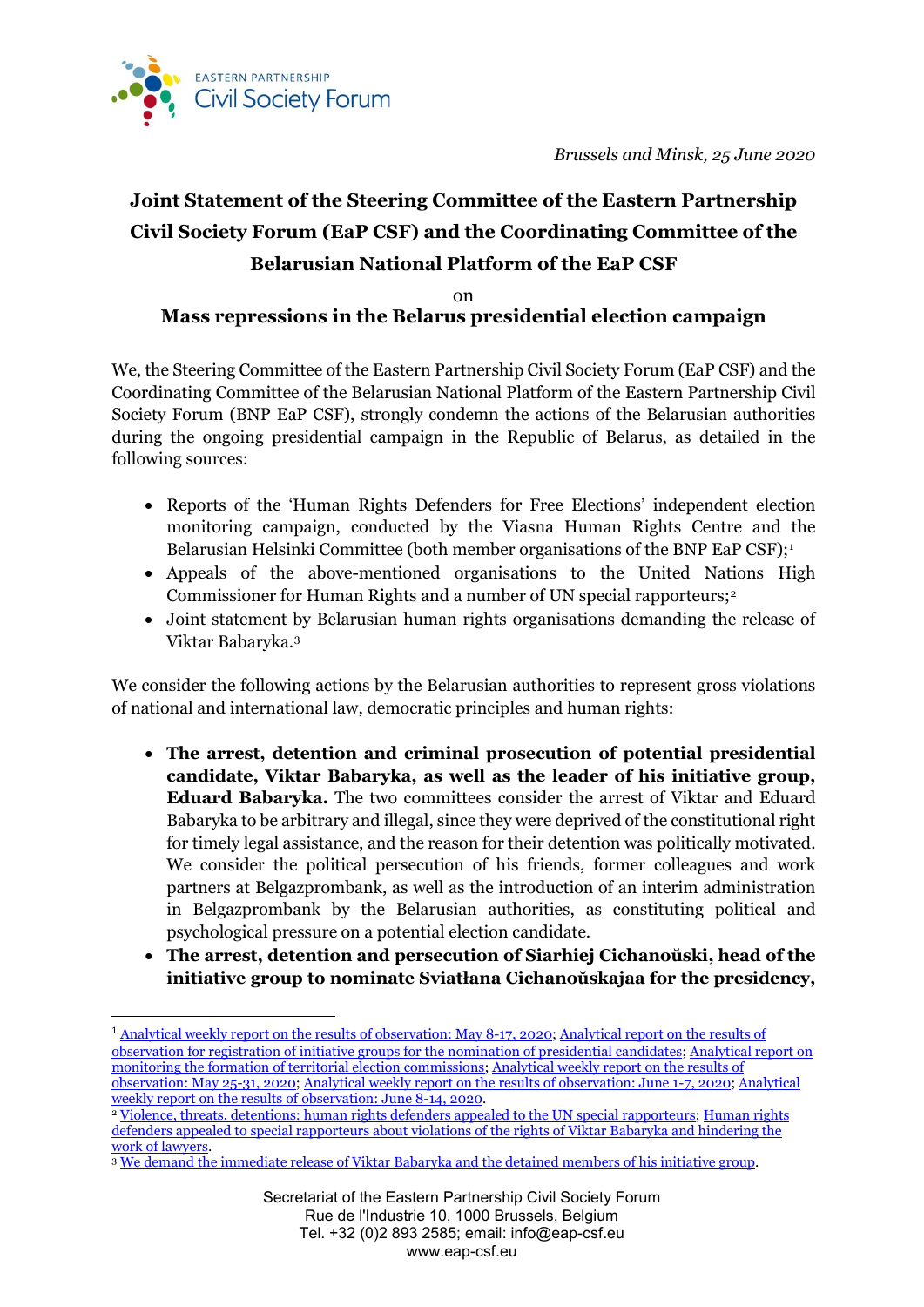*Brussels and Minsk, 25 June 2020*

# Joint Statement of the Steering Committee of the Eastern Partnership Civil Society Forum (EaP CSF) and the Coordinating Committee of the Belarusian National Platform of the EaP CSF

on

## Mass repressions in the Belarus presidential election campaign

We, the Steering Committee of the Eastern Partnership Civil Society Forum (EaP CSF) and the Coordinating Committee of the Belarusian National Platform of the Eastern Partnership Civil Society Forum (BNP EaP CSF), strongly condemn the actions of the Belarusian authorities during the ongoing presidential campaign in the Republic of Belarus, as detailed in the following sources:

- Reports of the 'Human Rights Defenders for Free Elections' independent election monitoring campaign, conducted by the Viasna Human Rights Centre and the Belarusian Helsinki Committee (both member organisations of the BNP EaP CSF);[1]
- Appeals of the above-mentioned organisations to the United Nations High Commissioner for Human Rights and a number of UN special rapporteurs;[2]
- Joint statement by Belarusian human rights organisations demanding the release of Viktar Babaryka.[3]

We consider the following actions by the Belarusian authorities to represent gross violations of national and international law, democratic principles and human rights:

- **The arrest, detention and criminal prosecution of potential presidential candidate, Viktar Babaryka, as well as the leader of his initiative group, Eduard Babaryka.** The two committees consider the arrest of Viktar and Eduard Babaryka to be arbitrary and illegal, since they were deprived of the constitutional right for timely legal assistance, and the reason for their detention was politically motivated. We consider the political persecution of his friends, former colleagues and work partners at Belgazprombank, as well as the introduction of an interim administration in Belgazprombank by the Belarusian authorities, as constituting political and psychological pressure on a potential election candidate.
- **The arrest, detention and persecution of Siarhiej Cichanoŭski, head of the initiative group to nominate Sviatłana Cichanoŭskajaa for the presidency,**

---

[1] Analytical weekly report on the results of observation: May 8-17, 2020; Analytical report on the results of observation for registration of initiative groups for the nomination of presidential candidates; Analytical report on monitoring the formation of territorial election commissions; Analytical weekly report on the results of observation: May 25-31, 2020; Analytical weekly report on the results of observation: June 1-7, 2020; Analytical weekly report on the results of observation: June 8-14, 2020.

[2] Violence, threats, detentions: human rights defenders appealed to the UN special rapporteurs; Human rights defenders appealed to special rapporteurs about violations of the rights of Viktar Babaryka and hindering the work of lawyers.

[3] We demand the immediate release of Viktar Babaryka and the detained members of his initiative group.

Secretariat of the Eastern Partnership Civil Society Forum
Rue de l'Industrie 10, 1000 Brussels, Belgium
Tel. +32 (0)2 893 2585; email: info@eap-csf.eu
www.eap-csf.eu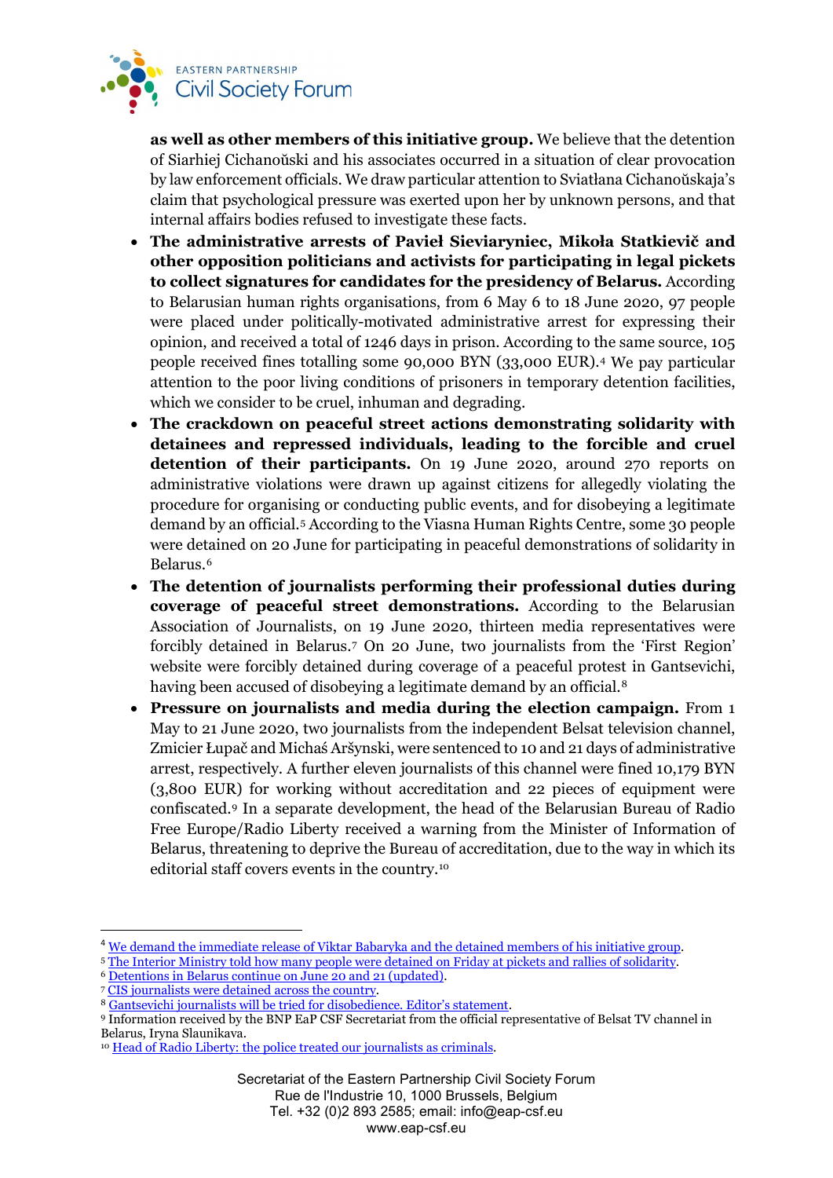**as well as other members of this initiative group.** We believe that the detention of Siarhiej Cichanoŭski and his associates occurred in a situation of clear provocation by law enforcement officials. We draw particular attention to Sviatłana Cichanoŭskaja's claim that psychological pressure was exerted upon her by unknown persons, and that internal affairs bodies refused to investigate these facts.

- **The administrative arrests of Pavieł Sieviaryniec, Mikoła Statkievič and other opposition politicians and activists for participating in legal pickets to collect signatures for candidates for the presidency of Belarus.** According to Belarusian human rights organisations, from 6 May 6 to 18 June 2020, 97 people were placed under politically-motivated administrative arrest for expressing their opinion, and received a total of 1246 days in prison. According to the same source, 105 people received fines totalling some 90,000 BYN (33,000 EUR).[4] We pay particular attention to the poor living conditions of prisoners in temporary detention facilities, which we consider to be cruel, inhuman and degrading.
- **The crackdown on peaceful street actions demonstrating solidarity with detainees and repressed individuals, leading to the forcible and cruel detention of their participants.** On 19 June 2020, around 270 reports on administrative violations were drawn up against citizens for allegedly violating the procedure for organising or conducting public events, and for disobeying a legitimate demand by an official.[5] According to the Viasna Human Rights Centre, some 30 people were detained on 20 June for participating in peaceful demonstrations of solidarity in Belarus.[6]
- **The detention of journalists performing their professional duties during coverage of peaceful street demonstrations.** According to the Belarusian Association of Journalists, on 19 June 2020, thirteen media representatives were forcibly detained in Belarus.[7] On 20 June, two journalists from the 'First Region' website were forcibly detained during coverage of a peaceful protest in Gantsevichi, having been accused of disobeying a legitimate demand by an official.[8]
- **Pressure on journalists and media during the election campaign.** From 1 May to 21 June 2020, two journalists from the independent Belsat television channel, Zmicier Łupač and Michaś Aršynski, were sentenced to 10 and 21 days of administrative arrest, respectively. A further eleven journalists of this channel were fined 10,179 BYN (3,800 EUR) for working without accreditation and 22 pieces of equipment were confiscated.[9] In a separate development, the head of the Belarusian Bureau of Radio Free Europe/Radio Liberty received a warning from the Minister of Information of Belarus, threatening to deprive the Bureau of accreditation, due to the way in which its editorial staff covers events in the country.[10]

---

[4] We demand the immediate release of Viktar Babaryka and the detained members of his initiative group.

[5] The Interior Ministry told how many people were detained on Friday at pickets and rallies of solidarity.

[6] Detentions in Belarus continue on June 20 and 21 (updated).

[7] CIS journalists were detained across the country.

[8] Gantsevichi journalists will be tried for disobedience. Editor's statement.

[9] Information received by the BNP EaP CSF Secretariat from the official representative of Belsat TV channel in Belarus, Iryna Slaunikava.

[10] Head of Radio Liberty: the police treated our journalists as criminals.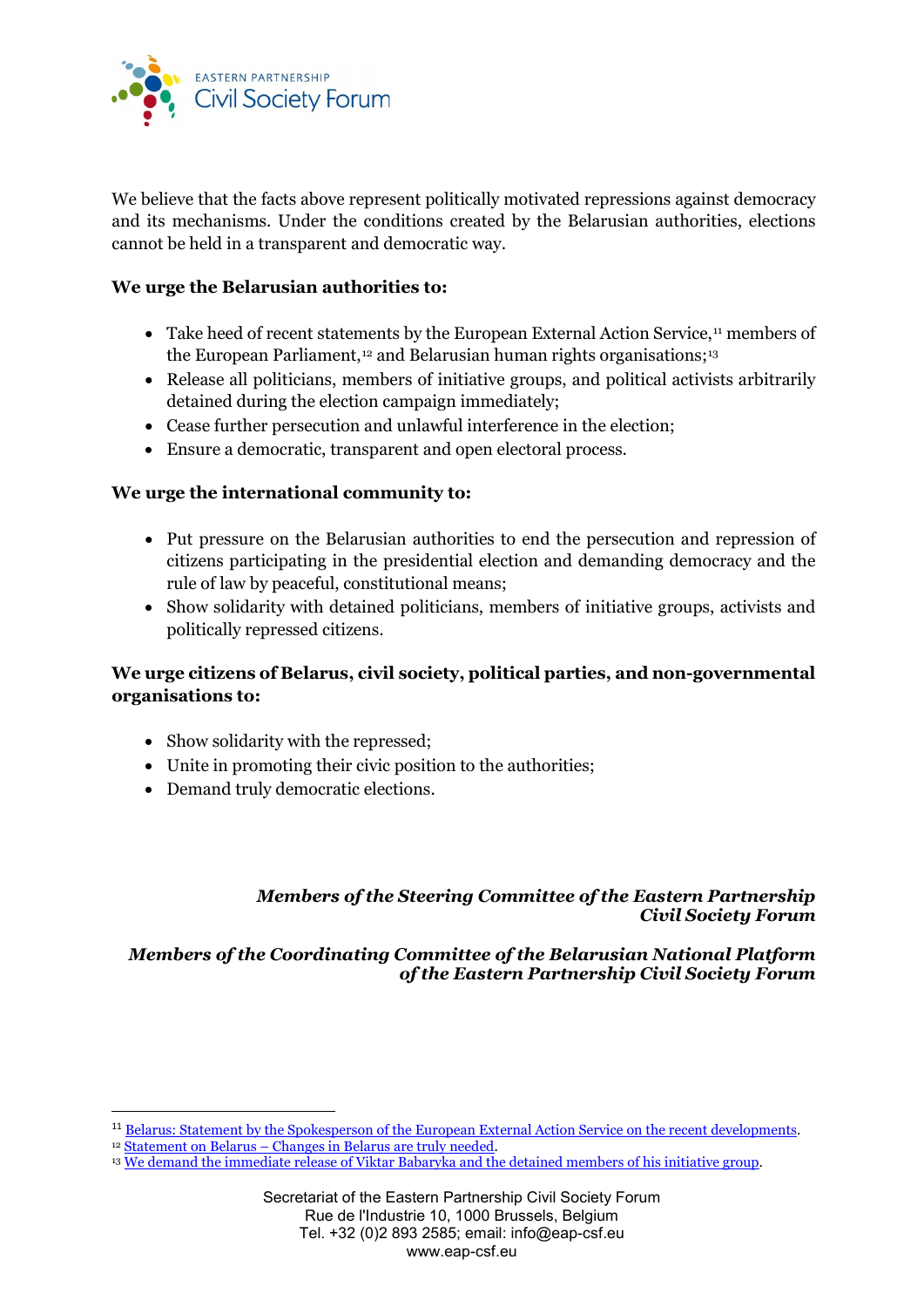We believe that the facts above represent politically motivated repressions against democracy and its mechanisms. Under the conditions created by the Belarusian authorities, elections cannot be held in a transparent and democratic way.

**We urge the Belarusian authorities to:**

- Take heed of recent statements by the European External Action Service,[11] members of the European Parliament,[12] and Belarusian human rights organisations;[13]
- Release all politicians, members of initiative groups, and political activists arbitrarily detained during the election campaign immediately;
- Cease further persecution and unlawful interference in the election;
- Ensure a democratic, transparent and open electoral process.

**We urge the international community to:**

- Put pressure on the Belarusian authorities to end the persecution and repression of citizens participating in the presidential election and demanding democracy and the rule of law by peaceful, constitutional means;
- Show solidarity with detained politicians, members of initiative groups, activists and politically repressed citizens.

**We urge citizens of Belarus, civil society, political parties, and non-governmental organisations to:**

- Show solidarity with the repressed;
- Unite in promoting their civic position to the authorities;
- Demand truly democratic elections.

***Members of the Steering Committee of the Eastern Partnership Civil Society Forum***

***Members of the Coordinating Committee of the Belarusian National Platform of the Eastern Partnership Civil Society Forum***

---

[11] Belarus: Statement by the Spokesperson of the European External Action Service on the recent developments.

[12] Statement on Belarus – Changes in Belarus are truly needed.

[13] We demand the immediate release of Viktar Babaryka and the detained members of his initiative group.

Secretariat of the Eastern Partnership Civil Society Forum
Rue de l'Industrie 10, 1000 Brussels, Belgium
Tel. +32 (0)2 893 2585; email: info@eap-csf.eu
www.eap-csf.eu